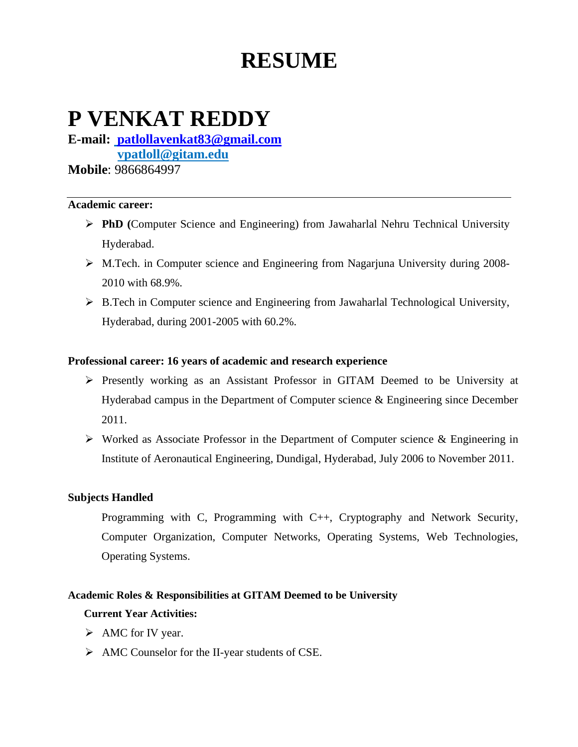# RESUME

# P VENKAT REDDY

**E-mail:** **patlollavenkat83@gmail.com**
**vpatloll@gitam.edu**
**Mobile**: 9866864997

---

**Academic career:**

- **PhD (**Computer Science and Engineering) from Jawaharlal Nehru Technical University Hyderabad.
- M.Tech. in Computer science and Engineering from Nagarjuna University during 2008-2010 with 68.9%.
- B.Tech in Computer science and Engineering from Jawaharlal Technological University, Hyderabad, during 2001-2005 with 60.2%.

**Professional career: 16 years of academic and research experience**

- Presently working as an Assistant Professor in GITAM Deemed to be University at Hyderabad campus in the Department of Computer science & Engineering since December 2011.
- Worked as Associate Professor in the Department of Computer science & Engineering in Institute of Aeronautical Engineering, Dundigal, Hyderabad, July 2006 to November 2011.

**Subjects Handled**

Programming with C, Programming with C++, Cryptography and Network Security, Computer Organization, Computer Networks, Operating Systems, Web Technologies, Operating Systems.

**Academic Roles & Responsibilities at GITAM Deemed to be University**

**Current Year Activities:**

- AMC for IV year.
- AMC Counselor for the II-year students of CSE.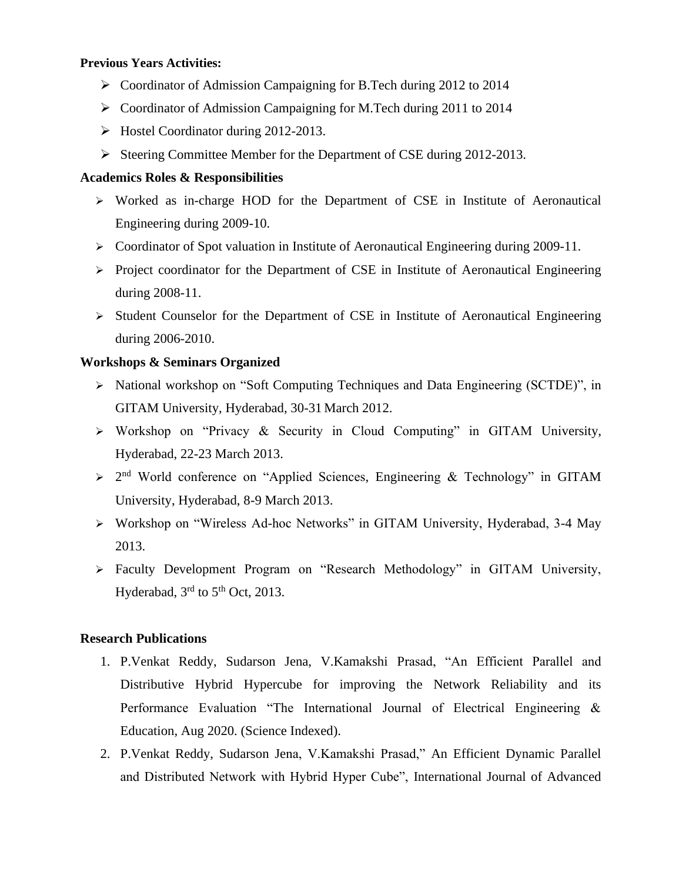**Previous Years Activities:**

- Coordinator of Admission Campaigning for B.Tech during 2012 to 2014
- Coordinator of Admission Campaigning for M.Tech during 2011 to 2014
- Hostel Coordinator during 2012-2013.
- Steering Committee Member for the Department of CSE during 2012-2013.

**Academics Roles & Responsibilities**

- Worked as in-charge HOD for the Department of CSE in Institute of Aeronautical Engineering during 2009-10.
- Coordinator of Spot valuation in Institute of Aeronautical Engineering during 2009-11.
- Project coordinator for the Department of CSE in Institute of Aeronautical Engineering during 2008-11.
- Student Counselor for the Department of CSE in Institute of Aeronautical Engineering during 2006-2010.

**Workshops & Seminars Organized**

- National workshop on "Soft Computing Techniques and Data Engineering (SCTDE)", in GITAM University, Hyderabad, 30-31 March 2012.
- Workshop on "Privacy & Security in Cloud Computing" in GITAM University, Hyderabad, 22-23 March 2013.
- 2nd World conference on "Applied Sciences, Engineering & Technology" in GITAM University, Hyderabad, 8-9 March 2013.
- Workshop on "Wireless Ad-hoc Networks" in GITAM University, Hyderabad, 3-4 May 2013.
- Faculty Development Program on "Research Methodology" in GITAM University, Hyderabad, 3rd to 5th Oct, 2013.

**Research Publications**

1. P.Venkat Reddy, Sudarson Jena, V.Kamakshi Prasad, "An Efficient Parallel and Distributive Hybrid Hypercube for improving the Network Reliability and its Performance Evaluation "The International Journal of Electrical Engineering & Education, Aug 2020. (Science Indexed).
2. P.Venkat Reddy, Sudarson Jena, V.Kamakshi Prasad," An Efficient Dynamic Parallel and Distributed Network with Hybrid Hyper Cube", International Journal of Advanced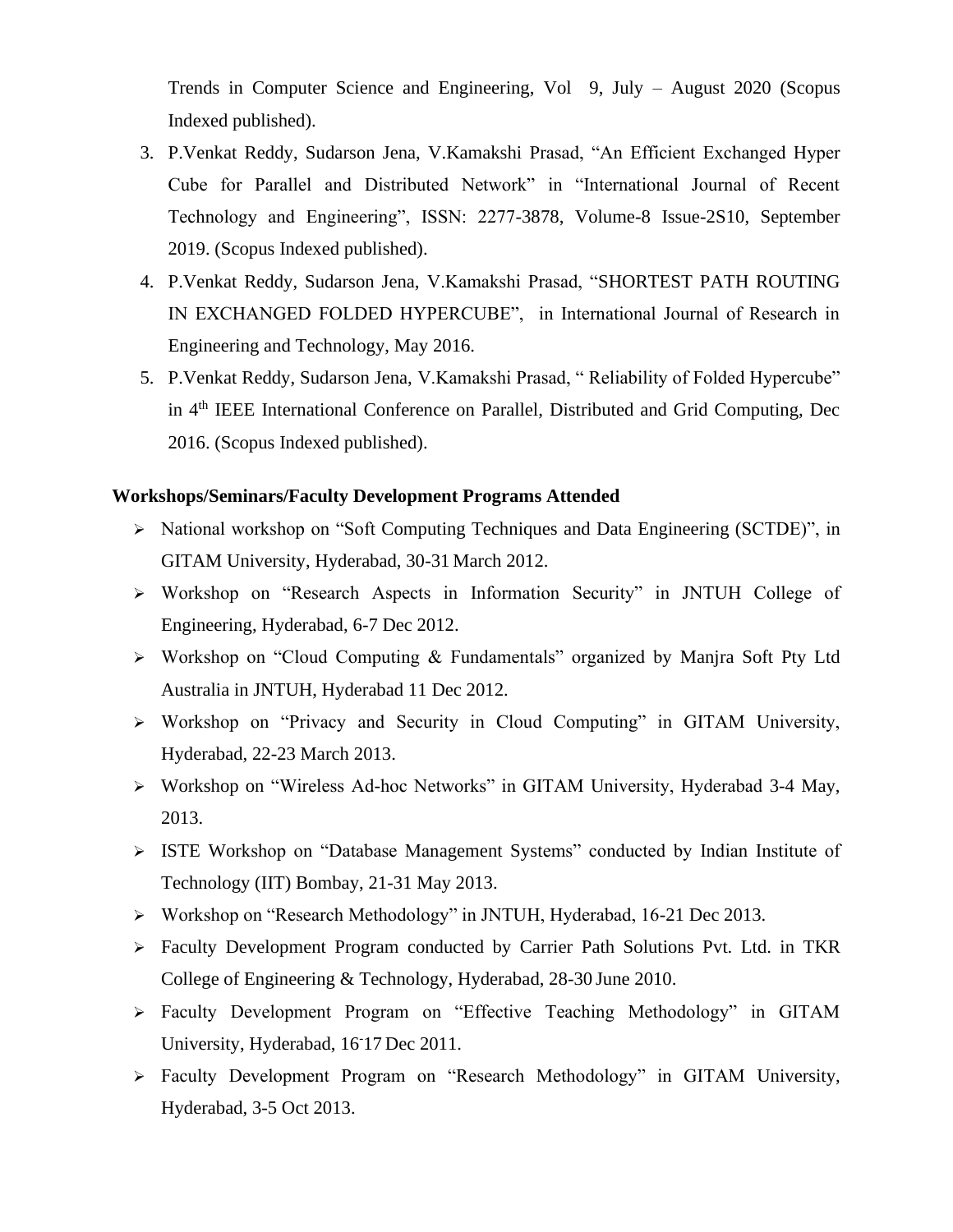Trends in Computer Science and Engineering, Vol 9, July – August 2020 (Scopus Indexed published).

3. P.Venkat Reddy, Sudarson Jena, V.Kamakshi Prasad, "An Efficient Exchanged Hyper Cube for Parallel and Distributed Network" in "International Journal of Recent Technology and Engineering", ISSN: 2277-3878, Volume-8 Issue-2S10, September 2019. (Scopus Indexed published).
4. P.Venkat Reddy, Sudarson Jena, V.Kamakshi Prasad, "SHORTEST PATH ROUTING IN EXCHANGED FOLDED HYPERCUBE", in International Journal of Research in Engineering and Technology, May 2016.
5. P.Venkat Reddy, Sudarson Jena, V.Kamakshi Prasad, " Reliability of Folded Hypercube" in 4th IEEE International Conference on Parallel, Distributed and Grid Computing, Dec 2016. (Scopus Indexed published).

**Workshops/Seminars/Faculty Development Programs Attended**

- National workshop on "Soft Computing Techniques and Data Engineering (SCTDE)", in GITAM University, Hyderabad, 30-31 March 2012.
- Workshop on "Research Aspects in Information Security" in JNTUH College of Engineering, Hyderabad, 6-7 Dec 2012.
- Workshop on "Cloud Computing & Fundamentals" organized by Manjra Soft Pty Ltd Australia in JNTUH, Hyderabad 11 Dec 2012.
- Workshop on "Privacy and Security in Cloud Computing" in GITAM University, Hyderabad, 22-23 March 2013.
- Workshop on "Wireless Ad-hoc Networks" in GITAM University, Hyderabad 3-4 May, 2013.
- ISTE Workshop on "Database Management Systems" conducted by Indian Institute of Technology (IIT) Bombay, 21-31 May 2013.
- Workshop on "Research Methodology" in JNTUH, Hyderabad, 16-21 Dec 2013.
- Faculty Development Program conducted by Carrier Path Solutions Pvt. Ltd. in TKR College of Engineering & Technology, Hyderabad, 28-30 June 2010.
- Faculty Development Program on "Effective Teaching Methodology" in GITAM University, Hyderabad, 16-17 Dec 2011.
- Faculty Development Program on "Research Methodology" in GITAM University, Hyderabad, 3-5 Oct 2013.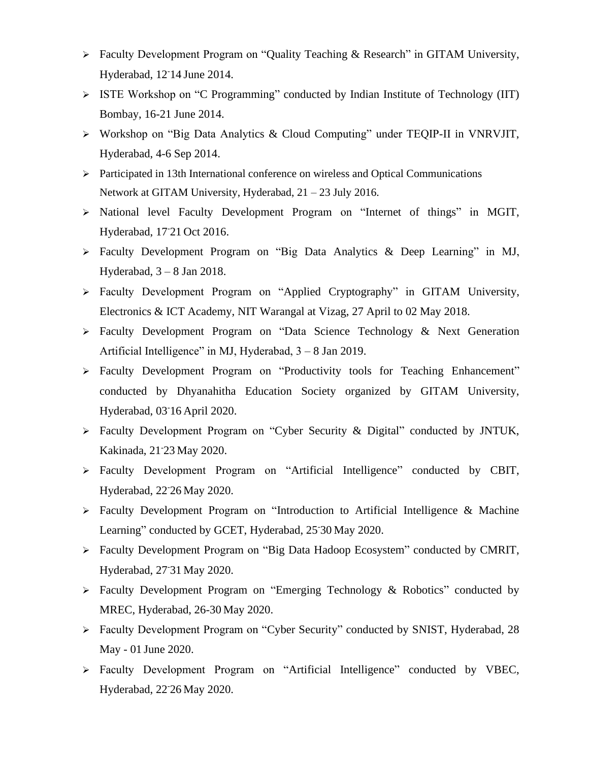- Faculty Development Program on “Quality Teaching & Research” in GITAM University, Hyderabad, 12-14 June 2014.
- ISTE Workshop on “C Programming” conducted by Indian Institute of Technology (IIT) Bombay, 16-21 June 2014.
- Workshop on “Big Data Analytics & Cloud Computing” under TEQIP-II in VNRVJIT, Hyderabad, 4-6 Sep 2014.
- Participated in 13th International conference on wireless and Optical Communications Network at GITAM University, Hyderabad, 21 – 23 July 2016.
- National level Faculty Development Program on “Internet of things” in MGIT, Hyderabad, 17-21 Oct 2016.
- Faculty Development Program on “Big Data Analytics & Deep Learning” in MJ, Hyderabad, 3 – 8 Jan 2018.
- Faculty Development Program on “Applied Cryptography” in GITAM University, Electronics & ICT Academy, NIT Warangal at Vizag, 27 April to 02 May 2018.
- Faculty Development Program on “Data Science Technology & Next Generation Artificial Intelligence” in MJ, Hyderabad, 3 – 8 Jan 2019.
- Faculty Development Program on “Productivity tools for Teaching Enhancement” conducted by Dhyanahitha Education Society organized by GITAM University, Hyderabad, 03-16 April 2020.
- Faculty Development Program on “Cyber Security & Digital” conducted by JNTUK, Kakinada, 21-23 May 2020.
- Faculty Development Program on “Artificial Intelligence” conducted by CBIT, Hyderabad, 22-26 May 2020.
- Faculty Development Program on “Introduction to Artificial Intelligence & Machine Learning” conducted by GCET, Hyderabad, 25-30 May 2020.
- Faculty Development Program on “Big Data Hadoop Ecosystem” conducted by CMRIT, Hyderabad, 27-31 May 2020.
- Faculty Development Program on “Emerging Technology & Robotics” conducted by MREC, Hyderabad, 26-30 May 2020.
- Faculty Development Program on “Cyber Security” conducted by SNIST, Hyderabad, 28 May - 01 June 2020.
- Faculty Development Program on “Artificial Intelligence” conducted by VBEC, Hyderabad, 22-26 May 2020.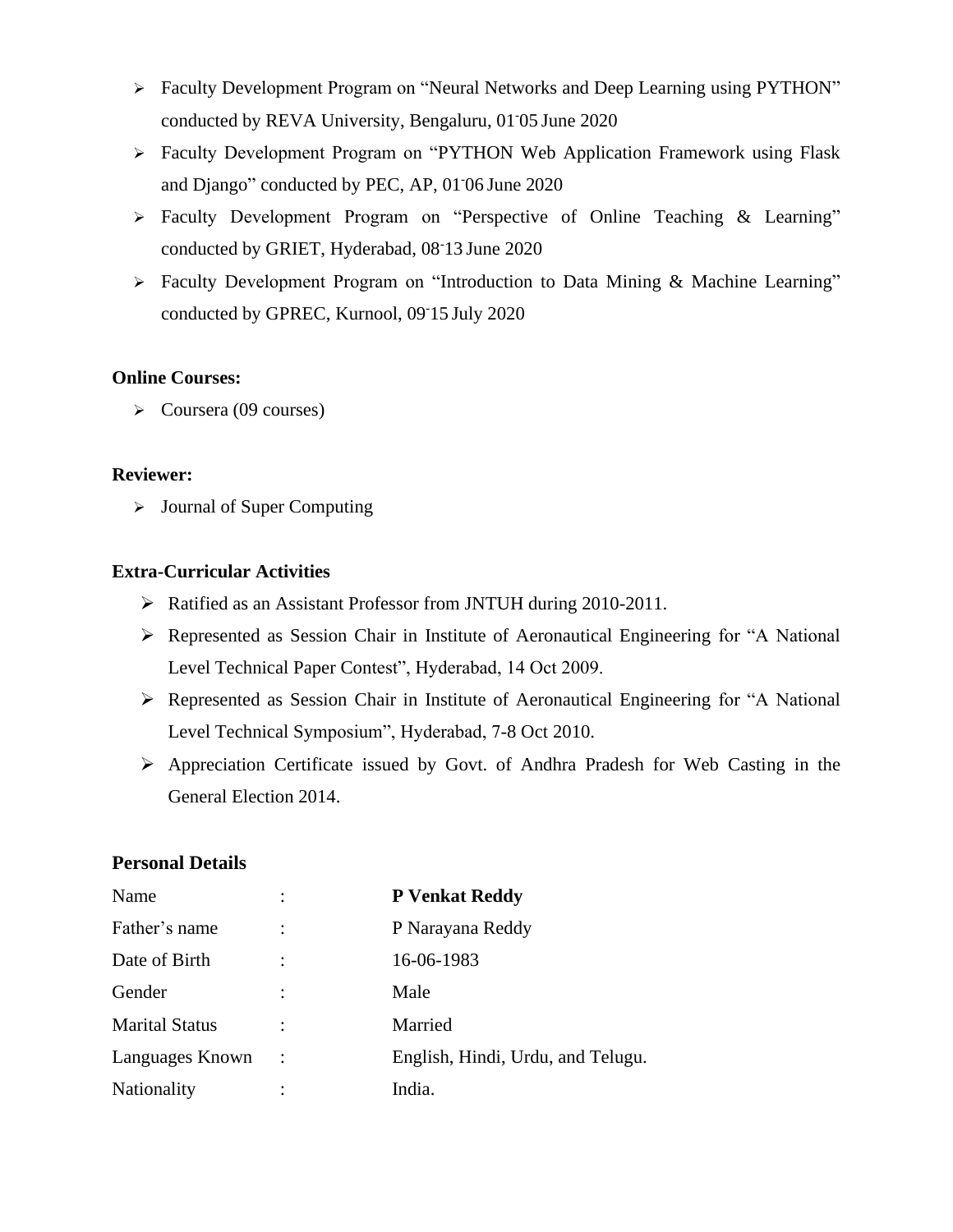- Faculty Development Program on "Neural Networks and Deep Learning using PYTHON" conducted by REVA University, Bengaluru, 01-05 June 2020
- Faculty Development Program on "PYTHON Web Application Framework using Flask and Django" conducted by PEC, AP, 01-06 June 2020
- Faculty Development Program on "Perspective of Online Teaching & Learning" conducted by GRIET, Hyderabad, 08-13 June 2020
- Faculty Development Program on "Introduction to Data Mining & Machine Learning" conducted by GPREC, Kurnool, 09-15 July 2020

**Online Courses:**

- Coursera (09 courses)

**Reviewer:**

- Journal of Super Computing

**Extra-Curricular Activities**

- Ratified as an Assistant Professor from JNTUH during 2010-2011.
- Represented as Session Chair in Institute of Aeronautical Engineering for "A National Level Technical Paper Contest", Hyderabad, 14 Oct 2009.
- Represented as Session Chair in Institute of Aeronautical Engineering for "A National Level Technical Symposium", Hyderabad, 7-8 Oct 2010.
- Appreciation Certificate issued by Govt. of Andhra Pradesh for Web Casting in the General Election 2014.

**Personal Details**

| | | |
|---|---|---|
| Name | : | **P Venkat Reddy** |
| Father's name | : | P Narayana Reddy |
| Date of Birth | : | 16-06-1983 |
| Gender | : | Male |
| Marital Status | : | Married |
| Languages Known | : | English, Hindi, Urdu, and Telugu. |
| Nationality | : | India. |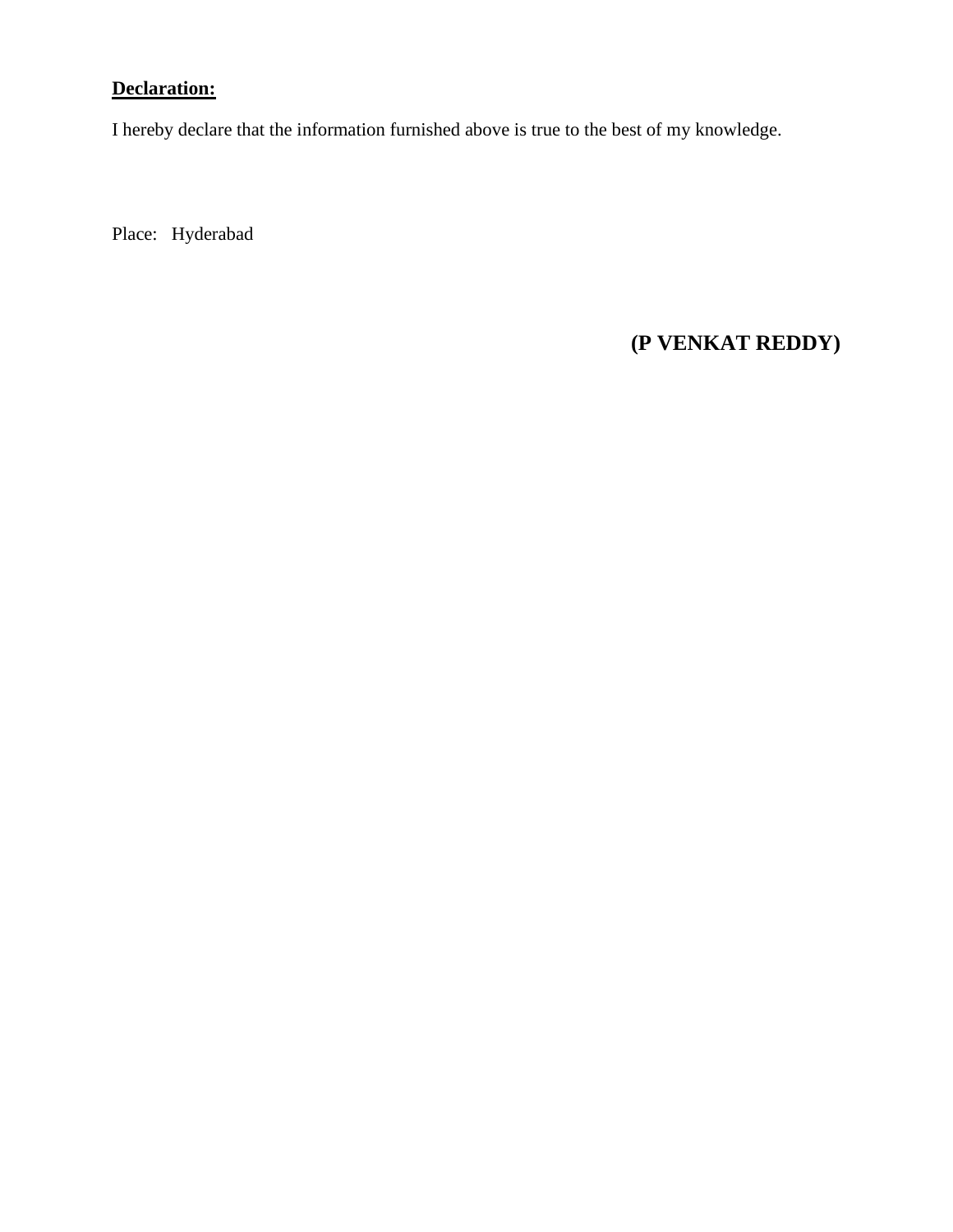**Declaration:**

I hereby declare that the information furnished above is true to the best of my knowledge.

Place: Hyderabad

**(P VENKAT REDDY)**